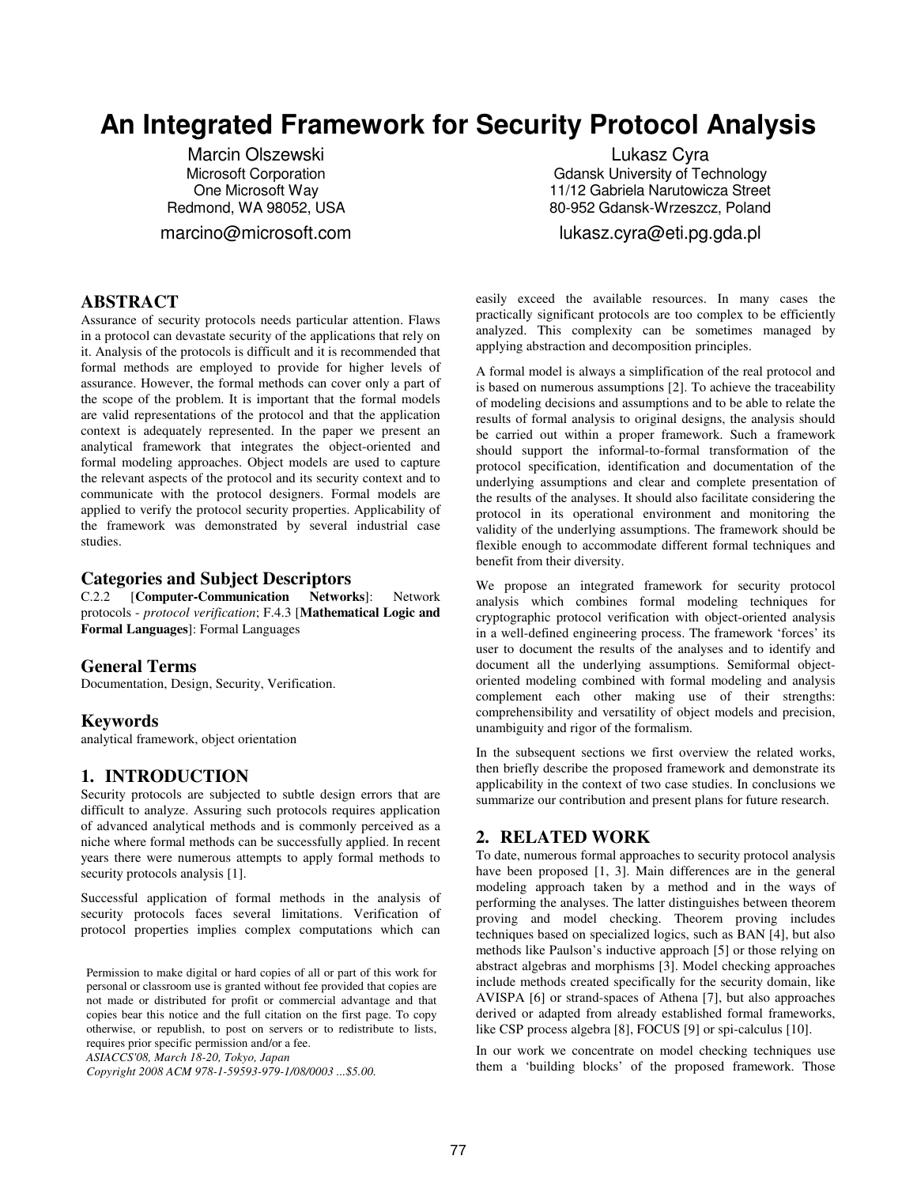# An Integrated Framework for Security Protocol Analysis

Marcin Olszewski
Microsoft Corporation
One Microsoft Way
Redmond, WA 98052, USA
marcino@microsoft.com

Lukasz Cyra
Gdansk University of Technology
11/12 Gabriela Narutowicza Street
80-952 Gdansk-Wrzeszcz, Poland
lukasz.cyra@eti.pg.gda.pl

## ABSTRACT

Assurance of security protocols needs particular attention. Flaws in a protocol can devastate security of the applications that rely on it. Analysis of the protocols is difficult and it is recommended that formal methods are employed to provide for higher levels of assurance. However, the formal methods can cover only a part of the scope of the problem. It is important that the formal models are valid representations of the protocol and that the application context is adequately represented. In the paper we present an analytical framework that integrates the object-oriented and formal modeling approaches. Object models are used to capture the relevant aspects of the protocol and its security context and to communicate with the protocol designers. Formal models are applied to verify the protocol security properties. Applicability of the framework was demonstrated by several industrial case studies.

### Categories and Subject Descriptors

C.2.2 [**Computer-Communication Networks**]: Network protocols - *protocol verification*; F.4.3 [**Mathematical Logic and Formal Languages**]: Formal Languages

### General Terms

Documentation, Design, Security, Verification.

### Keywords

analytical framework, object orientation

## 1. INTRODUCTION

Security protocols are subjected to subtle design errors that are difficult to analyze. Assuring such protocols requires application of advanced analytical methods and is commonly perceived as a niche where formal methods can be successfully applied. In recent years there were numerous attempts to apply formal methods to security protocols analysis [1].

Successful application of formal methods in the analysis of security protocols faces several limitations. Verification of protocol properties implies complex computations which can easily exceed the available resources. In many cases the practically significant protocols are too complex to be efficiently analyzed. This complexity can be sometimes managed by applying abstraction and decomposition principles.

A formal model is always a simplification of the real protocol and is based on numerous assumptions [2]. To achieve the traceability of modeling decisions and assumptions and to be able to relate the results of formal analysis to original designs, the analysis should be carried out within a proper framework. Such a framework should support the informal-to-formal transformation of the protocol specification, identification and documentation of the underlying assumptions and clear and complete presentation of the results of the analyses. It should also facilitate considering the protocol in its operational environment and monitoring the validity of the underlying assumptions. The framework should be flexible enough to accommodate different formal techniques and benefit from their diversity.

We propose an integrated framework for security protocol analysis which combines formal modeling techniques for cryptographic protocol verification with object-oriented analysis in a well-defined engineering process. The framework 'forces' its user to document the results of the analyses and to identify and document all the underlying assumptions. Semiformal object-oriented modeling combined with formal modeling and analysis complement each other making use of their strengths: comprehensibility and versatility of object models and precision, unambiguity and rigor of the formalism.

In the subsequent sections we first overview the related works, then briefly describe the proposed framework and demonstrate its applicability in the context of two case studies. In conclusions we summarize our contribution and present plans for future research.

## 2. RELATED WORK

To date, numerous formal approaches to security protocol analysis have been proposed [1, 3]. Main differences are in the general modeling approach taken by a method and in the ways of performing the analyses. The latter distinguishes between theorem proving and model checking. Theorem proving includes techniques based on specialized logics, such as BAN [4], but also methods like Paulson's inductive approach [5] or those relying on abstract algebras and morphisms [3]. Model checking approaches include methods created specifically for the security domain, like AVISPA [6] or strand-spaces of Athena [7], but also approaches derived or adapted from already established formal frameworks, like CSP process algebra [8], FOCUS [9] or spi-calculus [10].

In our work we concentrate on model checking techniques use them a 'building blocks' of the proposed framework. Those

Permission to make digital or hard copies of all or part of this work for personal or classroom use is granted without fee provided that copies are not made or distributed for profit or commercial advantage and that copies bear this notice and the full citation on the first page. To copy otherwise, or republish, to post on servers or to redistribute to lists, requires prior specific permission and/or a fee.
*ASIACCS'08, March 18-20, Tokyo, Japan*
*Copyright 2008 ACM 978-1-59593-979-1/08/0003 ...$5.00.*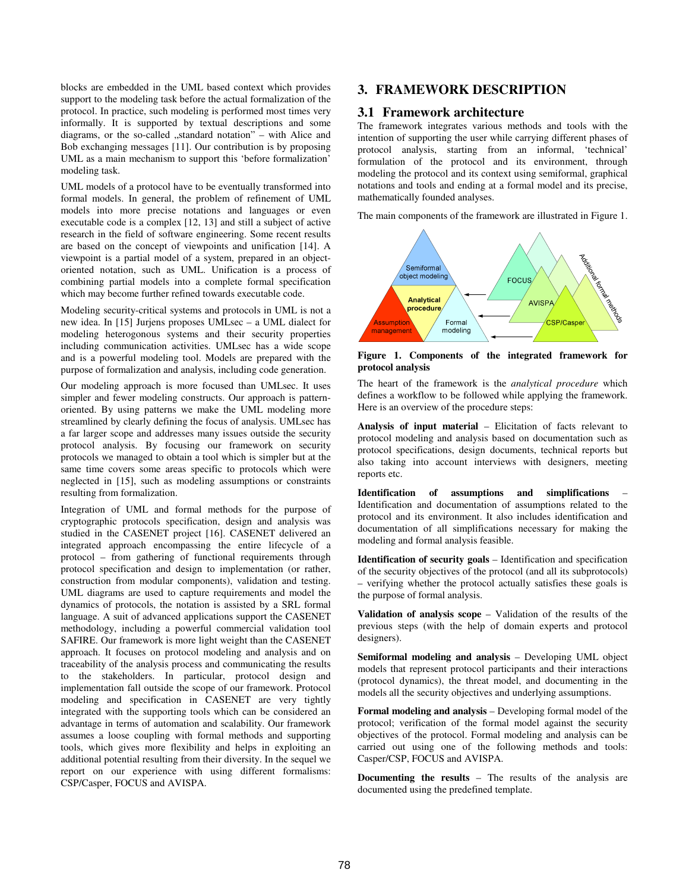blocks are embedded in the UML based context which provides support to the modeling task before the actual formalization of the protocol. In practice, such modeling is performed most times very informally. It is supported by textual descriptions and some diagrams, or the so-called „standard notation" – with Alice and Bob exchanging messages [11]. Our contribution is by proposing UML as a main mechanism to support this 'before formalization' modeling task.

UML models of a protocol have to be eventually transformed into formal models. In general, the problem of refinement of UML models into more precise notations and languages or even executable code is a complex [12, 13] and still a subject of active research in the field of software engineering. Some recent results are based on the concept of viewpoints and unification [14]. A viewpoint is a partial model of a system, prepared in an object-oriented notation, such as UML. Unification is a process of combining partial models into a complete formal specification which may become further refined towards executable code.

Modeling security-critical systems and protocols in UML is not a new idea. In [15] Jurjens proposes UMLsec – a UML dialect for modeling heterogonous systems and their security properties including communication activities. UMLsec has a wide scope and is a powerful modeling tool. Models are prepared with the purpose of formalization and analysis, including code generation.

Our modeling approach is more focused than UMLsec. It uses simpler and fewer modeling constructs. Our approach is pattern-oriented. By using patterns we make the UML modeling more streamlined by clearly defining the focus of analysis. UMLsec has a far larger scope and addresses many issues outside the security protocol analysis. By focusing our framework on security protocols we managed to obtain a tool which is simpler but at the same time covers some areas specific to protocols which were neglected in [15], such as modeling assumptions or constraints resulting from formalization.

Integration of UML and formal methods for the purpose of cryptographic protocols specification, design and analysis was studied in the CASENET project [16]. CASENET delivered an integrated approach encompassing the entire lifecycle of a protocol – from gathering of functional requirements through protocol specification and design to implementation (or rather, construction from modular components), validation and testing. UML diagrams are used to capture requirements and model the dynamics of protocols, the notation is assisted by a SRL formal language. A suit of advanced applications support the CASENET methodology, including a powerful commercial validation tool SAFIRE. Our framework is more light weight than the CASENET approach. It focuses on protocol modeling and analysis and on traceability of the analysis process and communicating the results to the stakeholders. In particular, protocol design and implementation fall outside the scope of our framework. Protocol modeling and specification in CASENET are very tightly integrated with the supporting tools which can be considered an advantage in terms of automation and scalability. Our framework assumes a loose coupling with formal methods and supporting tools, which gives more flexibility and helps in exploiting an additional potential resulting from their diversity. In the sequel we report on our experience with using different formalisms: CSP/Casper, FOCUS and AVISPA.

# 3. FRAMEWORK DESCRIPTION

## 3.1 Framework architecture

The framework integrates various methods and tools with the intention of supporting the user while carrying different phases of protocol analysis, starting from an informal, 'technical' formulation of the protocol and its environment, through modeling the protocol and its context using semiformal, graphical notations and tools and ending at a formal model and its precise, mathematically founded analyses.

The main components of the framework are illustrated in Figure 1.

Semiformal object modeling

Analytical procedure

Assumption management

Formal modeling

FOCUS

AVISPA

CSP/Casper

Additional formal methods

**Figure 1. Components of the integrated framework for protocol analysis**

The heart of the framework is the *analytical procedure* which defines a workflow to be followed while applying the framework. Here is an overview of the procedure steps:

**Analysis of input material** – Elicitation of facts relevant to protocol modeling and analysis based on documentation such as protocol specifications, design documents, technical reports but also taking into account interviews with designers, meeting reports etc.

**Identification of assumptions and simplifications** – Identification and documentation of assumptions related to the protocol and its environment. It also includes identification and documentation of all simplifications necessary for making the modeling and formal analysis feasible.

**Identification of security goals** – Identification and specification of the security objectives of the protocol (and all its subprotocols) – verifying whether the protocol actually satisfies these goals is the purpose of formal analysis.

**Validation of analysis scope** – Validation of the results of the previous steps (with the help of domain experts and protocol designers).

**Semiformal modeling and analysis** – Developing UML object models that represent protocol participants and their interactions (protocol dynamics), the threat model, and documenting in the models all the security objectives and underlying assumptions.

**Formal modeling and analysis** – Developing formal model of the protocol; verification of the formal model against the security objectives of the protocol. Formal modeling and analysis can be carried out using one of the following methods and tools: Casper/CSP, FOCUS and AVISPA.

**Documenting the results** – The results of the analysis are documented using the predefined template.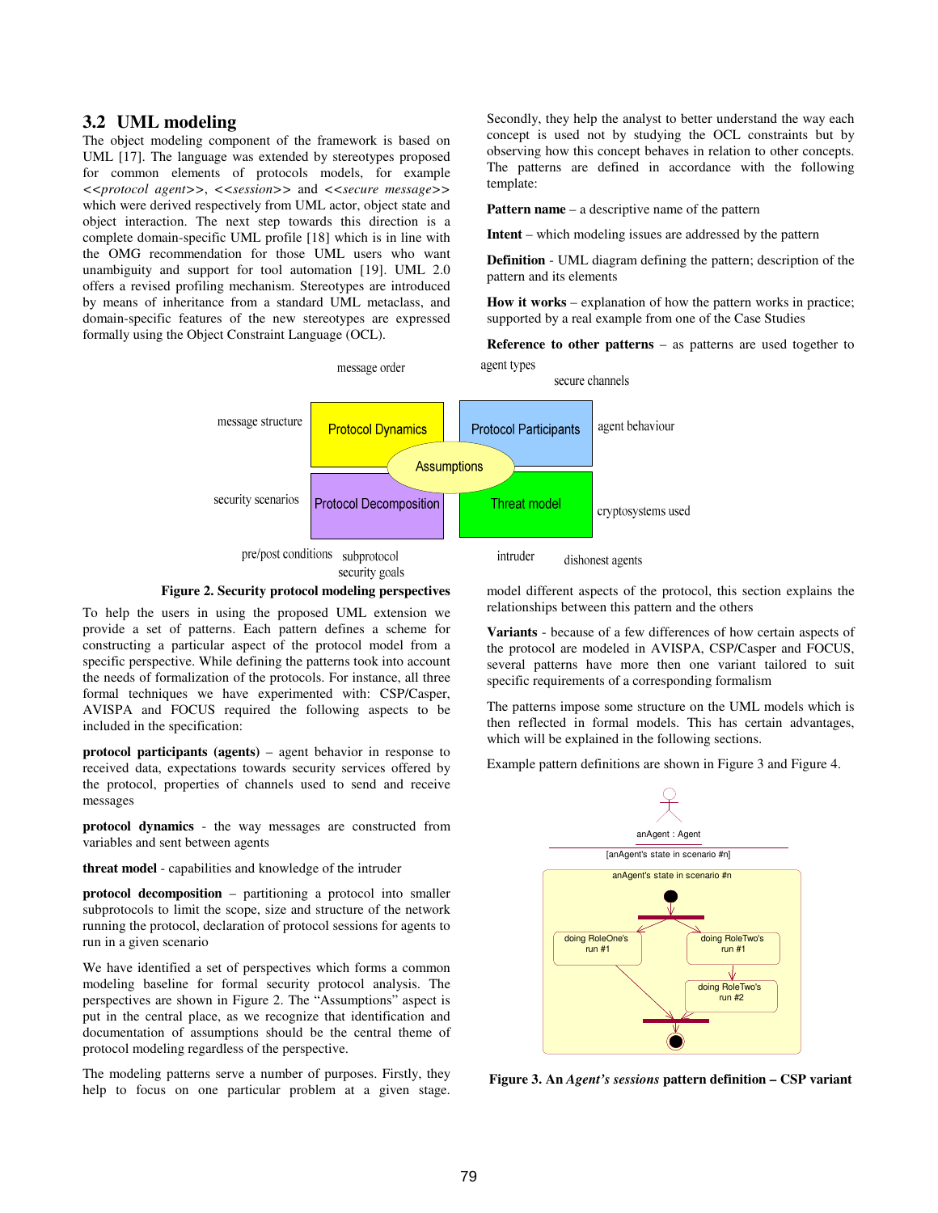## 3.2 UML modeling

The object modeling component of the framework is based on UML [17]. The language was extended by stereotypes proposed for common elements of protocols models, for example <<*protocol agent*>>, <<*session*>> and <<*secure message*>> which were derived respectively from UML actor, object state and object interaction. The next step towards this direction is a complete domain-specific UML profile [18] which is in line with the OMG recommendation for those UML users who want unambiguity and support for tool automation [19]. UML 2.0 offers a revised profiling mechanism. Stereotypes are introduced by means of inheritance from a standard UML metaclass, and domain-specific features of the new stereotypes are expressed formally using the Object Constraint Language (OCL).

**Figure 2. Security protocol modeling perspectives**

To help the users in using the proposed UML extension we provide a set of patterns. Each pattern defines a scheme for constructing a particular aspect of the protocol model from a specific perspective. While defining the patterns took into account the needs of formalization of the protocols. For instance, all three formal techniques we have experimented with: CSP/Casper, AVISPA and FOCUS required the following aspects to be included in the specification:

**protocol participants (agents)** – agent behavior in response to received data, expectations towards security services offered by the protocol, properties of channels used to send and receive messages

**protocol dynamics** - the way messages are constructed from variables and sent between agents

**threat model** - capabilities and knowledge of the intruder

**protocol decomposition** – partitioning a protocol into smaller subprotocols to limit the scope, size and structure of the network running the protocol, declaration of protocol sessions for agents to run in a given scenario

We have identified a set of perspectives which forms a common modeling baseline for formal security protocol analysis. The perspectives are shown in Figure 2. The "Assumptions" aspect is put in the central place, as we recognize that identification and documentation of assumptions should be the central theme of protocol modeling regardless of the perspective.

The modeling patterns serve a number of purposes. Firstly, they help to focus on one particular problem at a given stage. Secondly, they help the analyst to better understand the way each concept is used not by studying the OCL constraints but by observing how this concept behaves in relation to other concepts. The patterns are defined in accordance with the following template:

**Pattern name** – a descriptive name of the pattern

**Intent** – which modeling issues are addressed by the pattern

**Definition** - UML diagram defining the pattern; description of the pattern and its elements

**How it works** – explanation of how the pattern works in practice; supported by a real example from one of the Case Studies

**Reference to other patterns** – as patterns are used together to model different aspects of the protocol, this section explains the relationships between this pattern and the others

**Variants** - because of a few differences of how certain aspects of the protocol are modeled in AVISPA, CSP/Casper and FOCUS, several patterns have more then one variant tailored to suit specific requirements of a corresponding formalism

The patterns impose some structure on the UML models which is then reflected in formal models. This has certain advantages, which will be explained in the following sections.

Example pattern definitions are shown in Figure 3 and Figure 4.

**Figure 3. An *Agent's sessions* pattern definition – CSP variant**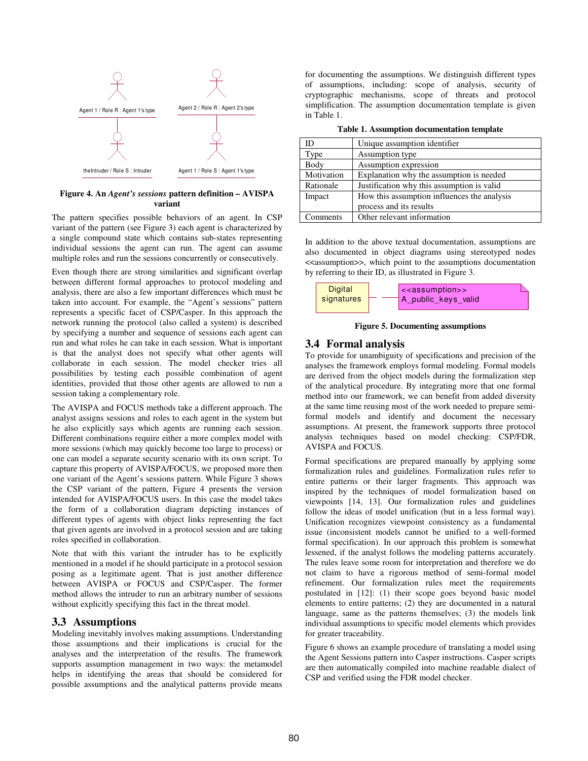Agent 1 / Role R : Agent 1's type

Agent 2 / Role R : Agent 2's type

theIntruder / Role S : Intruder

Agent 1 / Role S : Agent 1's type

**Figure 4. An *Agent's sessions* pattern definition – AVISPA variant**

The pattern specifies possible behaviors of an agent. In CSP variant of the pattern (see Figure 3) each agent is characterized by a single compound state which contains sub-states representing individual sessions the agent can run. The agent can assume multiple roles and run the sessions concurrently or consecutively.

Even though there are strong similarities and significant overlap between different formal approaches to protocol modeling and analysis, there are also a few important differences which must be taken into account. For example, the "Agent's sessions" pattern represents a specific facet of CSP/Casper. In this approach the network running the protocol (also called a system) is described by specifying a number and sequence of sessions each agent can run and what roles he can take in each session. What is important is that the analyst does not specify what other agents will collaborate in each session. The model checker tries all possibilities by testing each possible combination of agent identities, provided that those other agents are allowed to run a session taking a complementary role.

The AVISPA and FOCUS methods take a different approach. The analyst assigns sessions and roles to each agent in the system but he also explicitly says which agents are running each session. Different combinations require either a more complex model with more sessions (which may quickly become too large to process) or one can model a separate security scenario with its own script. To capture this property of AVISPA/FOCUS, we proposed more then one variant of the Agent's sessions pattern. While Figure 3 shows the CSP variant of the pattern, Figure 4 presents the version intended for AVISPA/FOCUS users. In this case the model takes the form of a collaboration diagram depicting instances of different types of agents with object links representing the fact that given agents are involved in a protocol session and are taking roles specified in collaboration.

Note that with this variant the intruder has to be explicitly mentioned in a model if he should participate in a protocol session posing as a legitimate agent. That is just another difference between AVISPA or FOCUS and CSP/Casper. The former method allows the intruder to run an arbitrary number of sessions without explicitly specifying this fact in the threat model.

## 3.3 Assumptions

Modeling inevitably involves making assumptions. Understanding those assumptions and their implications is crucial for the analyses and the interpretation of the results. The framework supports assumption management in two ways: the metamodel helps in identifying the areas that should be considered for possible assumptions and the analytical patterns provide means for documenting the assumptions. We distinguish different types of assumptions, including: scope of analysis, security of cryptographic mechanisms, scope of threats and protocol simplification. The assumption documentation template is given in Table 1.

**Table 1. Assumption documentation template**

| ID | Unique assumption identifier |
|---|---|
| Type | Assumption type |
| Body | Assumption expression |
| Motivation | Explanation why the assumption is needed |
| Rationale | Justification why this assumption is valid |
| Impact | How this assumption influences the analysis process and its results |
| Comments | Other relevant information |

In addition to the above textual documentation, assumptions are also documented in object diagrams using stereotyped nodes <<assumption>>, which point to the assumptions documentation by referring to their ID, as illustrated in Figure 3.

Digital signatures — <<assumption>> A_public_keys_valid

**Figure 5. Documenting assumptions**

## 3.4 Formal analysis

To provide for unambiguity of specifications and precision of the analyses the framework employs formal modeling. Formal models are derived from the object models during the formalization step of the analytical procedure. By integrating more that one formal method into our framework, we can benefit from added diversity at the same time reusing most of the work needed to prepare semi-formal models and identify and document the necessary assumptions. At present, the framework supports three protocol analysis techniques based on model checking: CSP/FDR, AVISPA and FOCUS.

Formal specifications are prepared manually by applying some formalization rules and guidelines. Formalization rules refer to entire patterns or their larger fragments. This approach was inspired by the techniques of model formalization based on viewpoints [14, 13]. Our formalization rules and guidelines follow the ideas of model unification (but in a less formal way). Unification recognizes viewpoint consistency as a fundamental issue (inconsistent models cannot be unified to a well-formed formal specification). In our approach this problem is somewhat lessened, if the analyst follows the modeling patterns accurately. The rules leave some room for interpretation and therefore we do not claim to have a rigorous method of semi-formal model refinement. Our formalization rules meet the requirements postulated in [12]: (1) their scope goes beyond basic model elements to entire patterns; (2) they are documented in a natural language, same as the patterns themselves; (3) the models link individual assumptions to specific model elements which provides for greater traceability.

Figure 6 shows an example procedure of translating a model using the Agent Sessions pattern into Casper instructions. Casper scripts are then automatically compiled into machine readable dialect of CSP and verified using the FDR model checker.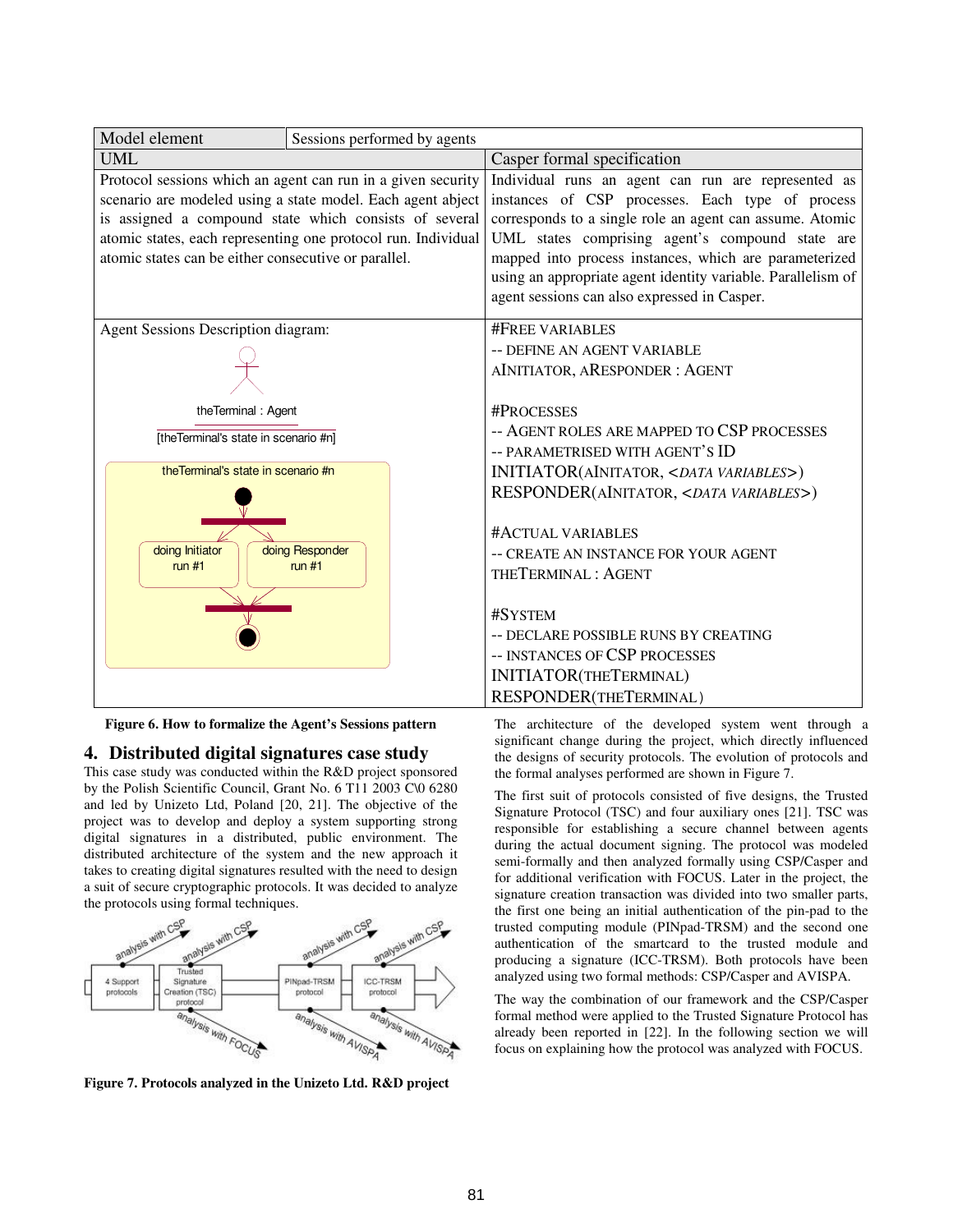| Model element | Sessions performed by agents |
|---|---|
| **UML** | **Casper formal specification** |
| Protocol sessions which an agent can run in a given security scenario are modeled using a state model. Each agent abject is assigned a compound state which consists of several atomic states, each representing one protocol run. Individual atomic states can be either consecutive or parallel. | Individual runs an agent can run are represented as instances of CSP processes. Each type of process corresponds to a single role an agent can assume. Atomic UML states comprising agent's compound state are mapped into process instances, which are parameterized using an appropriate agent identity variable. Parallelism of agent sessions can also expressed in Casper. |
| Agent Sessions Description diagram: theTerminal : Agent [theTerminal's state in scenario #n] theTerminal's state in scenario #n; doing Initiator run #1; doing Responder run #1 | #FREE VARIABLES<br>-- DEFINE AN AGENT VARIABLE<br>AINITIATOR, ARESPONDER : AGENT<br><br>#PROCESSES<br>-- AGENT ROLES ARE MAPPED TO CSP PROCESSES<br>-- PARAMETRISED WITH AGENT'S ID<br>INITIATOR(AINITATOR, <*DATA VARIABLES*>)<br>RESPONDER(AINITATOR, <*DATA VARIABLES*>)<br><br>#ACTUAL VARIABLES<br>-- CREATE AN INSTANCE FOR YOUR AGENT<br>THETERMINAL : AGENT<br><br>#SYSTEM<br>-- DECLARE POSSIBLE RUNS BY CREATING<br>-- INSTANCES OF CSP PROCESSES<br>INITIATOR(THETERMINAL)<br>RESPONDER(THETERMINAL ) |

**Figure 6. How to formalize the Agent's Sessions pattern**

## 4. Distributed digital signatures case study

This case study was conducted within the R&D project sponsored by the Polish Scientific Council, Grant No. 6 T11 2003 C\0 6280 and led by Unizeto Ltd, Poland [20, 21]. The objective of the project was to develop and deploy a system supporting strong digital signatures in a distributed, public environment. The distributed architecture of the system and the new approach it takes to creating digital signatures resulted with the need to design a suit of secure cryptographic protocols. It was decided to analyze the protocols using formal techniques.

4 Support protocols | Trusted Signature Creation (TSC) protocol | PINpad-TRSM protocol | ICC-TRSM protocol
analysis with CSP | analysis with CSP | analysis with CSP | analysis with CSP
analysis with FOCUS | analysis with AVISPA | analysis with AVISPA

**Figure 7. Protocols analyzed in the Unizeto Ltd. R&D project**

The architecture of the developed system went through a significant change during the project, which directly influenced the designs of security protocols. The evolution of protocols and the formal analyses performed are shown in Figure 7.

The first suit of protocols consisted of five designs, the Trusted Signature Protocol (TSC) and four auxiliary ones [21]. TSC was responsible for establishing a secure channel between agents during the actual document signing. The protocol was modeled semi-formally and then analyzed formally using CSP/Casper and for additional verification with FOCUS. Later in the project, the signature creation transaction was divided into two smaller parts, the first one being an initial authentication of the pin-pad to the trusted computing module (PINpad-TRSM) and the second one authentication of the smartcard to the trusted module and producing a signature (ICC-TRSM). Both protocols have been analyzed using two formal methods: CSP/Casper and AVISPA.

The way the combination of our framework and the CSP/Casper formal method were applied to the Trusted Signature Protocol has already been reported in [22]. In the following section we will focus on explaining how the protocol was analyzed with FOCUS.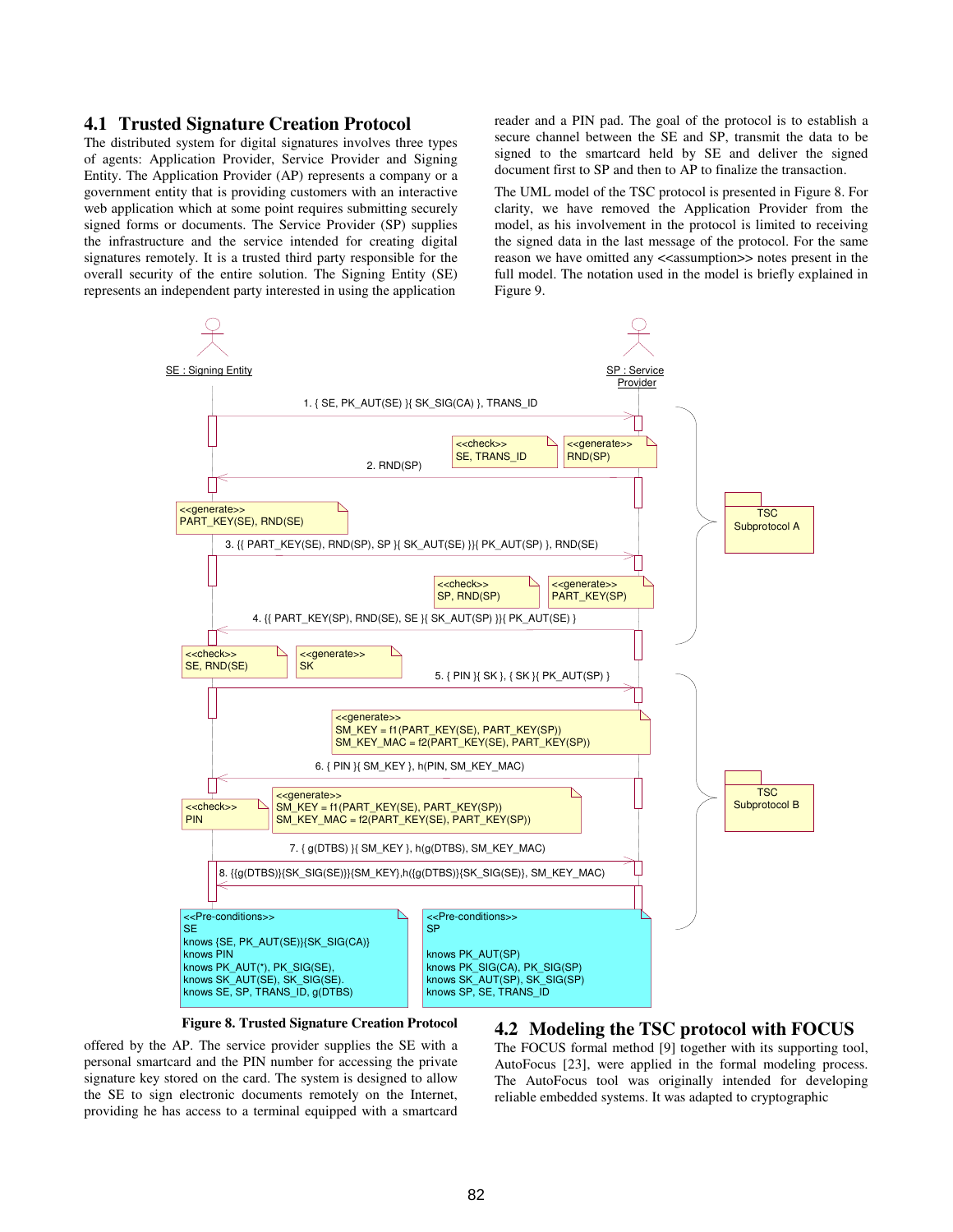## 4.1 Trusted Signature Creation Protocol

The distributed system for digital signatures involves three types of agents: Application Provider, Service Provider and Signing Entity. The Application Provider (AP) represents a company or a government entity that is providing customers with an interactive web application which at some point requires submitting securely signed forms or documents. The Service Provider (SP) supplies the infrastructure and the service intended for creating digital signatures remotely. It is a trusted third party responsible for the overall security of the entire solution. The Signing Entity (SE) represents an independent party interested in using the application offered by the AP. The service provider supplies the SE with a personal smartcard and the PIN number for accessing the private signature key stored on the card. The system is designed to allow the SE to sign electronic documents remotely on the Internet, providing he has access to a terminal equipped with a smartcard reader and a PIN pad. The goal of the protocol is to establish a secure channel between the SE and SP, transmit the data to be signed to the smartcard held by SE and deliver the signed document first to SP and then to AP to finalize the transaction.

The UML model of the TSC protocol is presented in Figure 8. For clarity, we have removed the Application Provider from the model, as his involvement in the protocol is limited to receiving the signed data in the last message of the protocol. For the same reason we have omitted any <<assumption>> notes present in the full model. The notation used in the model is briefly explained in Figure 9.

Figure 8. Trusted Signature Creation Protocol

## 4.2 Modeling the TSC protocol with FOCUS

The FOCUS formal method [9] together with its supporting tool, AutoFocus [23], were applied in the formal modeling process. The AutoFocus tool was originally intended for developing reliable embedded systems. It was adapted to cryptographic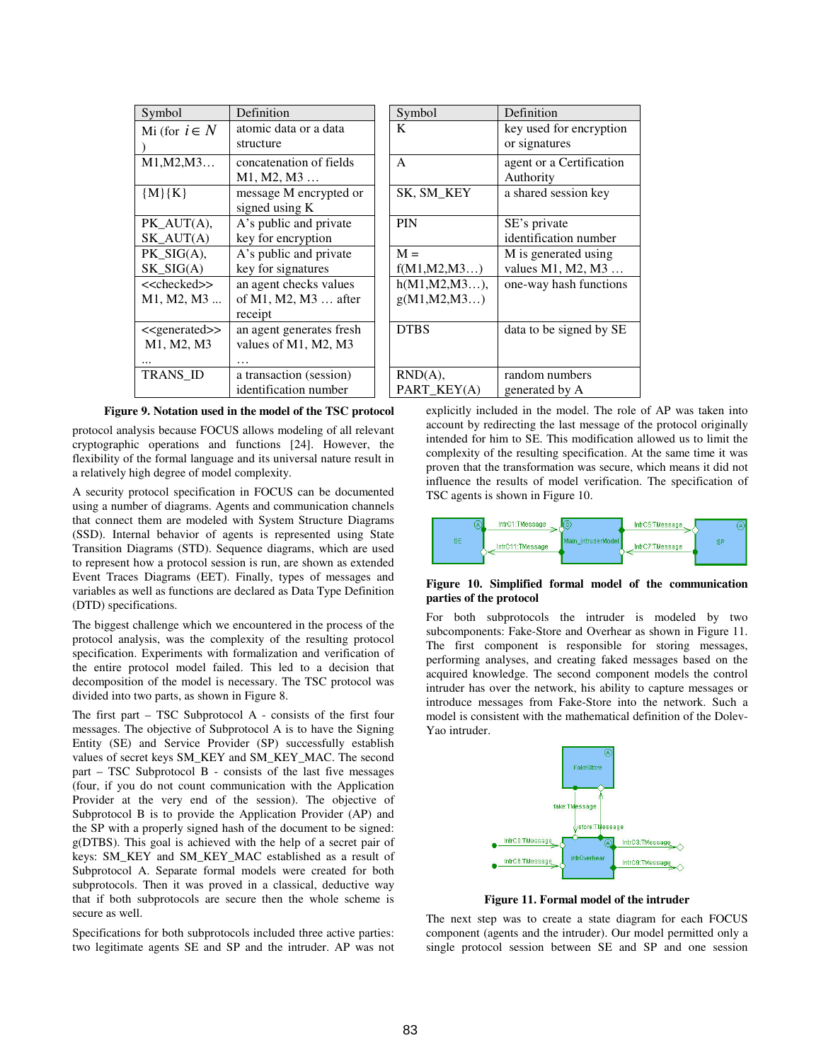| Symbol | Definition |
|---|---|
| Mi (for $i \in N$ ) | atomic data or a data structure |
| M1,M2,M3… | concatenation of fields M1, M2, M3 … |
| {M}{K} | message M encrypted or signed using K |
| PK_AUT(A), SK_AUT(A) | A's public and private key for encryption |
| PK_SIG(A), SK_SIG(A) | A's public and private key for signatures |
| <<checked>> M1, M2, M3 ... | an agent checks values of M1, M2, M3 … after receipt |
| <<generated>> M1, M2, M3 ... | an agent generates fresh values of M1, M2, M3 … |
| TRANS_ID | a transaction (session) identification number |

| Symbol | Definition |
|---|---|
| K | key used for encryption or signatures |
| A | agent or a Certification Authority |
| SK, SM_KEY | a shared session key |
| PIN | SE's private identification number |
| M = f(M1,M2,M3…) | M is generated using values M1, M2, M3 … |
| h(M1,M2,M3…), g(M1,M2,M3…) | one-way hash functions |
| DTBS | data to be signed by SE |
| RND(A), PART_KEY(A) | random numbers generated by A |

**Figure 9. Notation used in the model of the TSC protocol**

protocol analysis because FOCUS allows modeling of all relevant cryptographic operations and functions [24]. However, the flexibility of the formal language and its universal nature result in a relatively high degree of model complexity.

A security protocol specification in FOCUS can be documented using a number of diagrams. Agents and communication channels that connect them are modeled with System Structure Diagrams (SSD). Internal behavior of agents is represented using State Transition Diagrams (STD). Sequence diagrams, which are used to represent how a protocol session is run, are shown as extended Event Traces Diagrams (EET). Finally, types of messages and variables as well as functions are declared as Data Type Definition (DTD) specifications.

The biggest challenge which we encountered in the process of the protocol analysis, was the complexity of the resulting protocol specification. Experiments with formalization and verification of the entire protocol model failed. This led to a decision that decomposition of the model is necessary. The TSC protocol was divided into two parts, as shown in Figure 8.

The first part – TSC Subprotocol A - consists of the first four messages. The objective of Subprotocol A is to have the Signing Entity (SE) and Service Provider (SP) successfully establish values of secret keys SM_KEY and SM_KEY_MAC. The second part – TSC Subprotocol B - consists of the last five messages (four, if you do not count communication with the Application Provider at the very end of the session). The objective of Subprotocol B is to provide the Application Provider (AP) and the SP with a properly signed hash of the document to be signed: g(DTBS). This goal is achieved with the help of a secret pair of keys: SM_KEY and SM_KEY_MAC established as a result of Subprotocol A. Separate formal models were created for both subprotocols. Then it was proved in a classical, deductive way that if both subprotocols are secure then the whole scheme is secure as well.

Specifications for both subprotocols included three active parties: two legitimate agents SE and SP and the intruder. AP was not explicitly included in the model. The role of AP was taken into account by redirecting the last message of the protocol originally intended for him to SE. This modification allowed us to limit the complexity of the resulting specification. At the same time it was proven that the transformation was secure, which means it did not influence the results of model verification. The specification of TSC agents is shown in Figure 10.

**Figure 10. Simplified formal model of the communication parties of the protocol**

For both subprotocols the intruder is modeled by two subcomponents: Fake-Store and Overhear as shown in Figure 11. The first component is responsible for storing messages, performing analyses, and creating faked messages based on the acquired knowledge. The second component models the control intruder has over the network, his ability to capture messages or introduce messages from Fake-Store into the network. Such a model is consistent with the mathematical definition of the Dolev-Yao intruder.

**Figure 11. Formal model of the intruder**

The next step was to create a state diagram for each FOCUS component (agents and the intruder). Our model permitted only a single protocol session between SE and SP and one session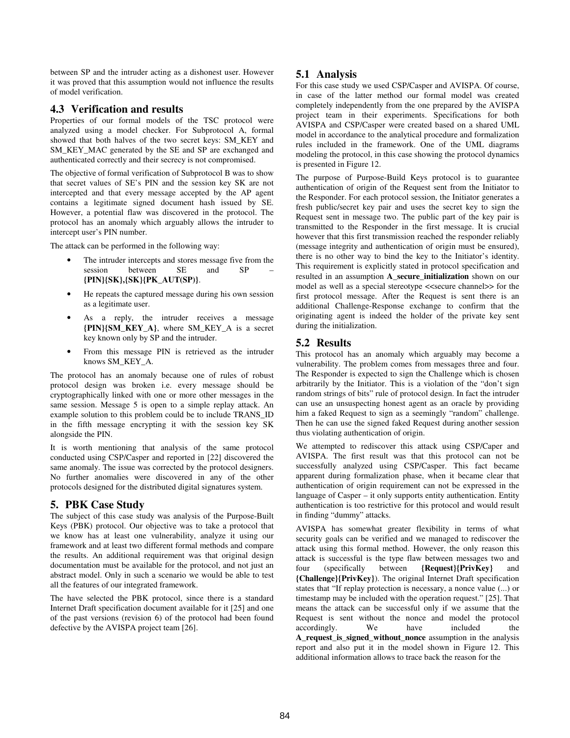between SP and the intruder acting as a dishonest user. However it was proved that this assumption would not influence the results of model verification.

### 4.3 Verification and results

Properties of our formal models of the TSC protocol were analyzed using a model checker. For Subprotocol A, formal showed that both halves of the two secret keys: SM_KEY and SM_KEY_MAC generated by the SE and SP are exchanged and authenticated correctly and their secrecy is not compromised.

The objective of formal verification of Subprotocol B was to show that secret values of SE's PIN and the session key SK are not intercepted and that every message accepted by the AP agent contains a legitimate signed document hash issued by SE. However, a potential flaw was discovered in the protocol. The protocol has an anomaly which arguably allows the intruder to intercept user's PIN number.

The attack can be performed in the following way:

- The intruder intercepts and stores message five from the session between SE and SP – **{PIN}{SK},{SK}{PK_AUT(SP)}**.
- He repeats the captured message during his own session as a legitimate user.
- As a reply, the intruder receives a message **{PIN}{SM_KEY_A}**, where SM_KEY_A is a secret key known only by SP and the intruder.
- From this message PIN is retrieved as the intruder knows SM_KEY_A.

The protocol has an anomaly because one of rules of robust protocol design was broken i.e. every message should be cryptographically linked with one or more other messages in the same session. Message 5 is open to a simple replay attack. An example solution to this problem could be to include TRANS_ID in the fifth message encrypting it with the session key SK alongside the PIN.

It is worth mentioning that analysis of the same protocol conducted using CSP/Casper and reported in [22] discovered the same anomaly. The issue was corrected by the protocol designers. No further anomalies were discovered in any of the other protocols designed for the distributed digital signatures system.

## 5. PBK Case Study

The subject of this case study was analysis of the Purpose-Built Keys (PBK) protocol. Our objective was to take a protocol that we know has at least one vulnerability, analyze it using our framework and at least two different formal methods and compare the results. An additional requirement was that original design documentation must be available for the protocol, and not just an abstract model. Only in such a scenario we would be able to test all the features of our integrated framework.

The have selected the PBK protocol, since there is a standard Internet Draft specification document available for it [25] and one of the past versions (revision 6) of the protocol had been found defective by the AVISPA project team [26].

### 5.1 Analysis

For this case study we used CSP/Casper and AVISPA. Of course, in case of the latter method our formal model was created completely independently from the one prepared by the AVISPA project team in their experiments. Specifications for both AVISPA and CSP/Casper were created based on a shared UML model in accordance to the analytical procedure and formalization rules included in the framework. One of the UML diagrams modeling the protocol, in this case showing the protocol dynamics is presented in Figure 12.

The purpose of Purpose-Build Keys protocol is to guarantee authentication of origin of the Request sent from the Initiator to the Responder. For each protocol session, the Initiator generates a fresh public/secret key pair and uses the secret key to sign the Request sent in message two. The public part of the key pair is transmitted to the Responder in the first message. It is crucial however that this first transmission reached the responder reliably (message integrity and authentication of origin must be ensured), there is no other way to bind the key to the Initiator's identity. This requirement is explicitly stated in protocol specification and resulted in an assumption **A_secure_initialization** shown on our model as well as a special stereotype <<secure channel>> for the first protocol message. After the Request is sent there is an additional Challenge-Response exchange to confirm that the originating agent is indeed the holder of the private key sent during the initialization.

### 5.2 Results

This protocol has an anomaly which arguably may become a vulnerability. The problem comes from messages three and four. The Responder is expected to sign the Challenge which is chosen arbitrarily by the Initiator. This is a violation of the "don't sign random strings of bits" rule of protocol design. In fact the intruder can use an unsuspecting honest agent as an oracle by providing him a faked Request to sign as a seemingly "random" challenge. Then he can use the signed faked Request during another session thus violating authentication of origin.

We attempted to rediscover this attack using CSP/Caper and AVISPA. The first result was that this protocol can not be successfully analyzed using CSP/Casper. This fact became apparent during formalization phase, when it became clear that authentication of origin requirement can not be expressed in the language of Casper – it only supports entity authentication. Entity authentication is too restrictive for this protocol and would result in finding "dummy" attacks.

AVISPA has somewhat greater flexibility in terms of what security goals can be verified and we managed to rediscover the attack using this formal method. However, the only reason this attack is successful is the type flaw between messages two and four (specifically between **{Request}{PrivKey}** and **{Challenge}{PrivKey}**). The original Internet Draft specification states that "If replay protection is necessary, a nonce value (...) or timestamp may be included with the operation request." [25]. That means the attack can be successful only if we assume that the Request is sent without the nonce and model the protocol accordingly. We have included the **A_request_is_signed_without_nonce** assumption in the analysis report and also put it in the model shown in Figure 12. This additional information allows to trace back the reason for the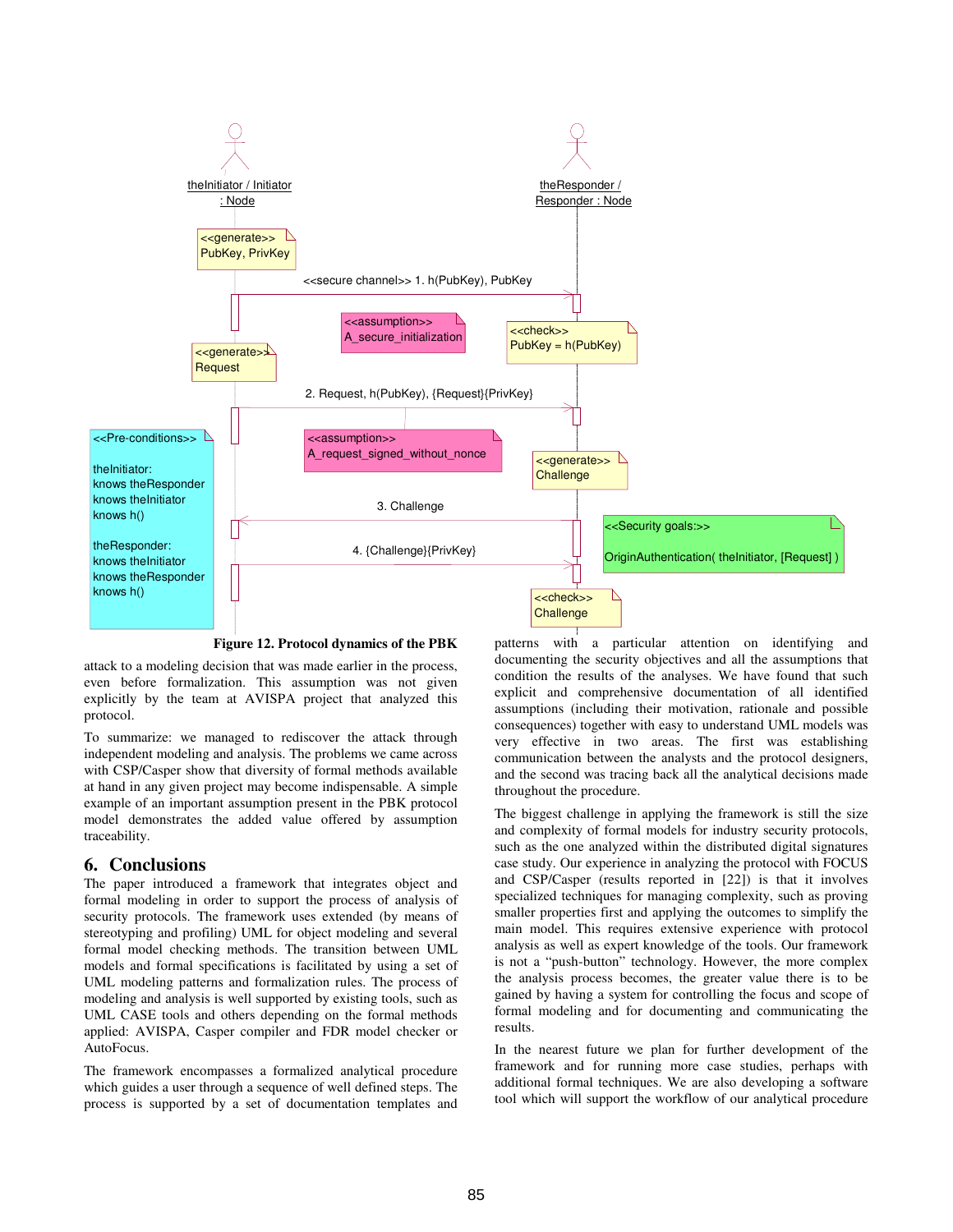Figure 12. Protocol dynamics of the PBK

attack to a modeling decision that was made earlier in the process, even before formalization. This assumption was not given explicitly by the team at AVISPA project that analyzed this protocol.

To summarize: we managed to rediscover the attack through independent modeling and analysis. The problems we came across with CSP/Casper show that diversity of formal methods available at hand in any given project may become indispensable. A simple example of an important assumption present in the PBK protocol model demonstrates the added value offered by assumption traceability.

## 6. Conclusions

The paper introduced a framework that integrates object and formal modeling in order to support the process of analysis of security protocols. The framework uses extended (by means of stereotyping and profiling) UML for object modeling and several formal model checking methods. The transition between UML models and formal specifications is facilitated by using a set of UML modeling patterns and formalization rules. The process of modeling and analysis is well supported by existing tools, such as UML CASE tools and others depending on the formal methods applied: AVISPA, Casper compiler and FDR model checker or AutoFocus.

The framework encompasses a formalized analytical procedure which guides a user through a sequence of well defined steps. The process is supported by a set of documentation templates and patterns with a particular attention on identifying and documenting the security objectives and all the assumptions that condition the results of the analyses. We have found that such explicit and comprehensive documentation of all identified assumptions (including their motivation, rationale and possible consequences) together with easy to understand UML models was very effective in two areas. The first was establishing communication between the analysts and the protocol designers, and the second was tracing back all the analytical decisions made throughout the procedure.

The biggest challenge in applying the framework is still the size and complexity of formal models for industry security protocols, such as the one analyzed within the distributed digital signatures case study. Our experience in analyzing the protocol with FOCUS and CSP/Casper (results reported in [22]) is that it involves specialized techniques for managing complexity, such as proving smaller properties first and applying the outcomes to simplify the main model. This requires extensive experience with protocol analysis as well as expert knowledge of the tools. Our framework is not a "push-button" technology. However, the more complex the analysis process becomes, the greater value there is to be gained by having a system for controlling the focus and scope of formal modeling and for documenting and communicating the results.

In the nearest future we plan for further development of the framework and for running more case studies, perhaps with additional formal techniques. We are also developing a software tool which will support the workflow of our analytical procedure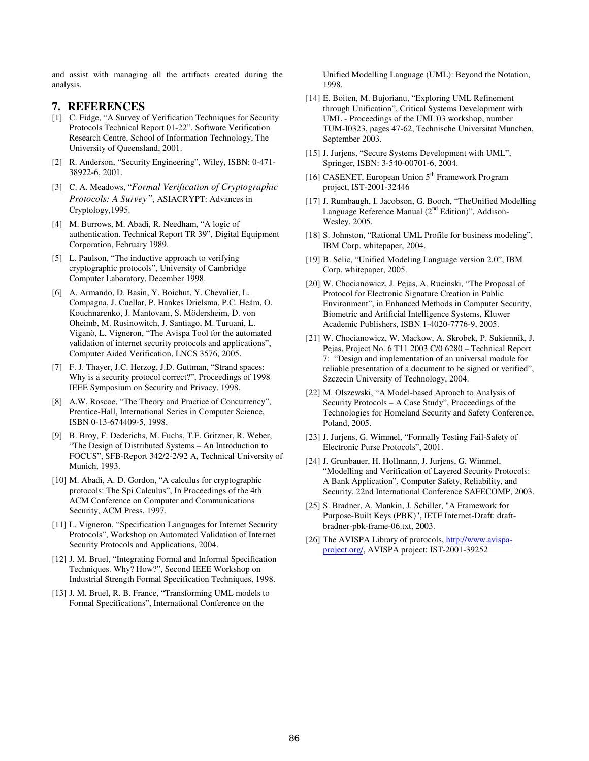and assist with managing all the artifacts created during the analysis.

## 7. REFERENCES

[1] C. Fidge, "A Survey of Verification Techniques for Security Protocols Technical Report 01-22", Software Verification Research Centre, School of Information Technology, The University of Queensland, 2001.

[2] R. Anderson, "Security Engineering", Wiley, ISBN: 0-471-38922-6, 2001.

[3] C. A. Meadows, "*Formal Verification of Cryptographic Protocols: A Survey*", ASIACRYPT: Advances in Cryptology,1995.

[4] M. Burrows, M. Abadi, R. Needham, "A logic of authentication. Technical Report TR 39", Digital Equipment Corporation, February 1989.

[5] L. Paulson, "The inductive approach to verifying cryptographic protocols", University of Cambridge Computer Laboratory, December 1998.

[6] A. Armando, D. Basin, Y. Boichut, Y. Chevalier, L. Compagna, J. Cuellar, P. Hankes Drielsma, P.C. Heám, O. Kouchnarenko, J. Mantovani, S. Mödersheim, D. von Oheimb, M. Rusinowitch, J. Santiago, M. Turuani, L. Viganò, L. Vigneron, "The Avispa Tool for the automated validation of internet security protocols and applications", Computer Aided Verification, LNCS 3576, 2005.

[7] F. J. Thayer, J.C. Herzog, J.D. Guttman, "Strand spaces: Why is a security protocol correct?", Proceedings of 1998 IEEE Symposium on Security and Privacy, 1998.

[8] A.W. Roscoe, "The Theory and Practice of Concurrency", Prentice-Hall, International Series in Computer Science, ISBN 0-13-674409-5, 1998.

[9] B. Broy, F. Dederichs, M. Fuchs, T.F. Gritzner, R. Weber, "The Design of Distributed Systems – An Introduction to FOCUS", SFB-Report 342/2-2/92 A, Technical University of Munich, 1993.

[10] M. Abadi, A. D. Gordon, "A calculus for cryptographic protocols: The Spi Calculus", In Proceedings of the 4th ACM Conference on Computer and Communications Security, ACM Press, 1997.

[11] L. Vigneron, "Specification Languages for Internet Security Protocols", Workshop on Automated Validation of Internet Security Protocols and Applications, 2004.

[12] J. M. Bruel, "Integrating Formal and Informal Specification Techniques. Why? How?", Second IEEE Workshop on Industrial Strength Formal Specification Techniques, 1998.

[13] J. M. Bruel, R. B. France, "Transforming UML models to Formal Specifications", International Conference on the Unified Modelling Language (UML): Beyond the Notation, 1998.

[14] E. Boiten, M. Bujorianu, "Exploring UML Refinement through Unification", Critical Systems Development with UML - Proceedings of the UML'03 workshop, number TUM-I0323, pages 47-62, Technische Universitat Munchen, September 2003.

[15] J. Jurjens, "Secure Systems Development with UML", Springer, ISBN: 3-540-00701-6, 2004.

[16] CASENET, European Union 5th Framework Program project, IST-2001-32446

[17] J. Rumbaugh, I. Jacobson, G. Booch, "TheUnified Modelling Language Reference Manual (2nd Edition)", Addison-Wesley, 2005.

[18] S. Johnston, "Rational UML Profile for business modeling", IBM Corp. whitepaper, 2004.

[19] B. Selic, "Unified Modeling Language version 2.0", IBM Corp. whitepaper, 2005.

[20] W. Chocianowicz, J. Pejas, A. Rucinski, "The Proposal of Protocol for Electronic Signature Creation in Public Environment", in Enhanced Methods in Computer Security, Biometric and Artificial Intelligence Systems, Kluwer Academic Publishers, ISBN 1-4020-7776-9, 2005.

[21] W. Chocianowicz, W. Mackow, A. Skrobek, P. Sukiennik, J. Pejas, Project No. 6 T11 2003 C/0 6280 – Technical Report 7: "Design and implementation of an universal module for reliable presentation of a document to be signed or verified", Szczecin University of Technology, 2004.

[22] M. Olszewski, "A Model-based Aproach to Analysis of Security Protocols – A Case Study", Proceedings of the Technologies for Homeland Security and Safety Conference, Poland, 2005.

[23] J. Jurjens, G. Wimmel, "Formally Testing Fail-Safety of Electronic Purse Protocols", 2001.

[24] J. Grunbauer, H. Hollmann, J. Jurjens, G. Wimmel, "Modelling and Verification of Layered Security Protocols: A Bank Application", Computer Safety, Reliability, and Security, 22nd International Conference SAFECOMP, 2003.

[25] S. Bradner, A. Mankin, J. Schiller, "A Framework for Purpose-Built Keys (PBK)", IETF Internet-Draft: draft-bradner-pbk-frame-06.txt, 2003.

[26] The AVISPA Library of protocols, http://www.avispa-project.org/, AVISPA project: IST-2001-39252